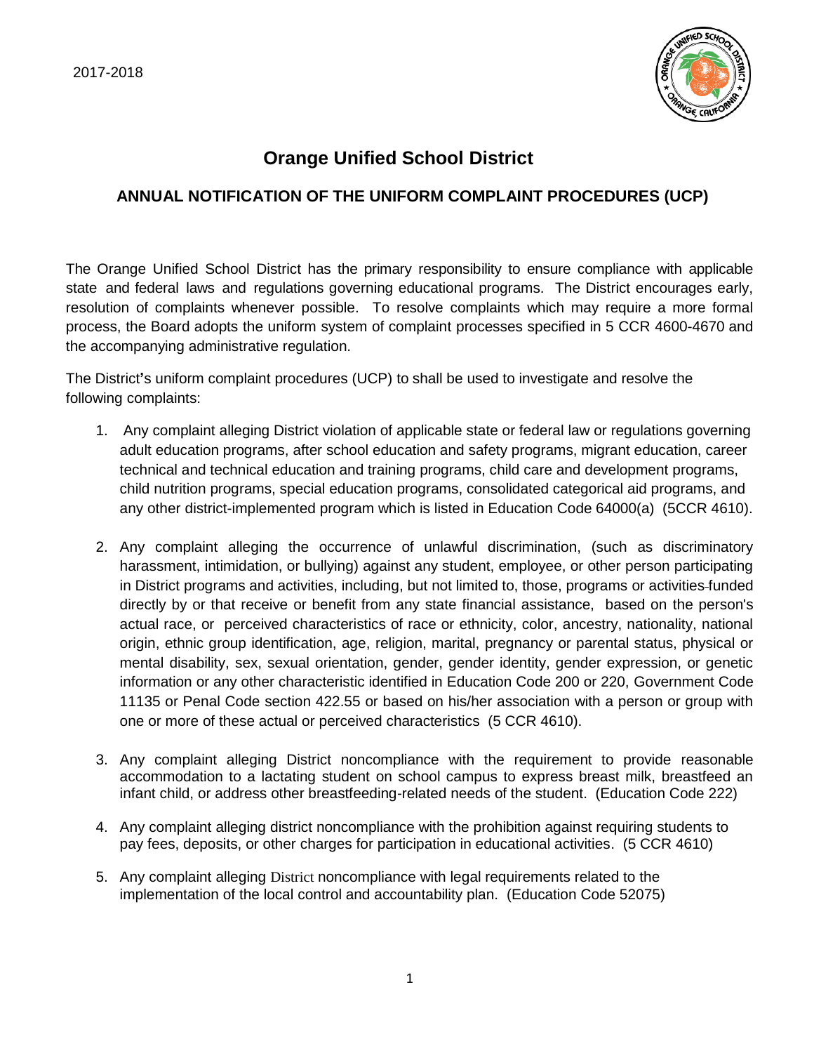2017-2018

# Orange Unified School District

## ANNUAL NOTIFICATION OF THE UNIFORM COMPLAINT PROCEDURES (UCP)

The Orange Unified School District has the primary responsibility to ensure compliance with applicable state and federal laws and regulations governing educational programs. The District encourages early, resolution of complaints whenever possible. To resolve complaints which may require a more formal process, the Board adopts the uniform system of complaint processes specified in 5 CCR 4600-4670 and the accompanying administrative regulation.

The District's uniform complaint procedures (UCP) to shall be used to investigate and resolve the following complaints:

1. Any complaint alleging District violation of applicable state or federal law or regulations governing adult education programs, after school education and safety programs, migrant education, career technical and technical education and training programs, child care and development programs, child nutrition programs, special education programs, consolidated categorical aid programs, and any other district-implemented program which is listed in Education Code 64000(a) (5CCR 4610).

2. Any complaint alleging the occurrence of unlawful discrimination, (such as discriminatory harassment, intimidation, or bullying) against any student, employee, or other person participating in District programs and activities, including, but not limited to, those, programs or activities funded directly by or that receive or benefit from any state financial assistance, based on the person's actual race, or perceived characteristics of race or ethnicity, color, ancestry, nationality, national origin, ethnic group identification, age, religion, marital, pregnancy or parental status, physical or mental disability, sex, sexual orientation, gender, gender identity, gender expression, or genetic information or any other characteristic identified in Education Code 200 or 220, Government Code 11135 or Penal Code section 422.55 or based on his/her association with a person or group with one or more of these actual or perceived characteristics (5 CCR 4610).

3. Any complaint alleging District noncompliance with the requirement to provide reasonable accommodation to a lactating student on school campus to express breast milk, breastfeed an infant child, or address other breastfeeding-related needs of the student. (Education Code 222)

4. Any complaint alleging district noncompliance with the prohibition against requiring students to pay fees, deposits, or other charges for participation in educational activities. (5 CCR 4610)

5. Any complaint alleging District noncompliance with legal requirements related to the implementation of the local control and accountability plan. (Education Code 52075)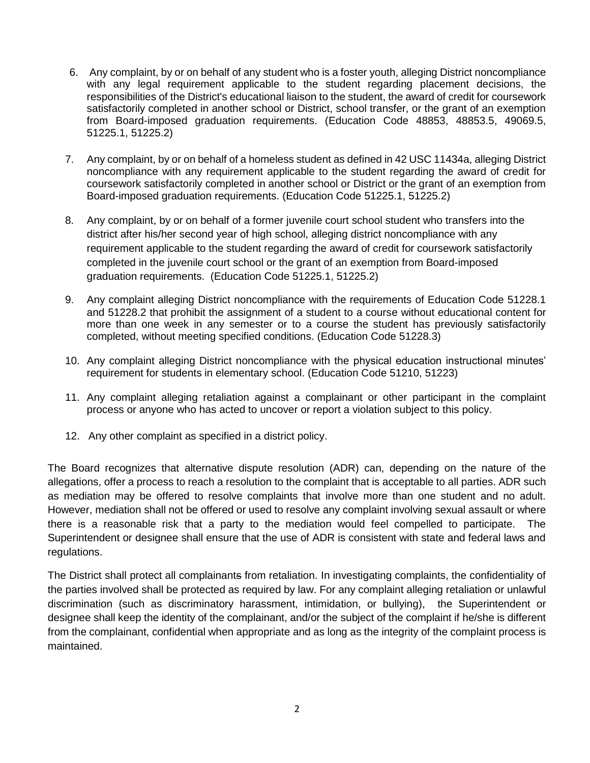6. Any complaint, by or on behalf of any student who is a foster youth, alleging District noncompliance with any legal requirement applicable to the student regarding placement decisions, the responsibilities of the District's educational liaison to the student, the award of credit for coursework satisfactorily completed in another school or District, school transfer, or the grant of an exemption from Board-imposed graduation requirements. (Education Code 48853, 48853.5, 49069.5, 51225.1, 51225.2)

7. Any complaint, by or on behalf of a homeless student as defined in 42 USC 11434a, alleging District noncompliance with any requirement applicable to the student regarding the award of credit for coursework satisfactorily completed in another school or District or the grant of an exemption from Board-imposed graduation requirements. (Education Code 51225.1, 51225.2)

8. Any complaint, by or on behalf of a former juvenile court school student who transfers into the district after his/her second year of high school, alleging district noncompliance with any requirement applicable to the student regarding the award of credit for coursework satisfactorily completed in the juvenile court school or the grant of an exemption from Board-imposed graduation requirements. (Education Code 51225.1, 51225.2)

9. Any complaint alleging District noncompliance with the requirements of Education Code 51228.1 and 51228.2 that prohibit the assignment of a student to a course without educational content for more than one week in any semester or to a course the student has previously satisfactorily completed, without meeting specified conditions. (Education Code 51228.3)

10. Any complaint alleging District noncompliance with the physical education instructional minutes' requirement for students in elementary school. (Education Code 51210, 51223)

11. Any complaint alleging retaliation against a complainant or other participant in the complaint process or anyone who has acted to uncover or report a violation subject to this policy.

12. Any other complaint as specified in a district policy.

The Board recognizes that alternative dispute resolution (ADR) can, depending on the nature of the allegations, offer a process to reach a resolution to the complaint that is acceptable to all parties. ADR such as mediation may be offered to resolve complaints that involve more than one student and no adult. However, mediation shall not be offered or used to resolve any complaint involving sexual assault or where there is a reasonable risk that a party to the mediation would feel compelled to participate. The Superintendent or designee shall ensure that the use of ADR is consistent with state and federal laws and regulations.

The District shall protect all complainants from retaliation. In investigating complaints, the confidentiality of the parties involved shall be protected as required by law. For any complaint alleging retaliation or unlawful discrimination (such as discriminatory harassment, intimidation, or bullying), the Superintendent or designee shall keep the identity of the complainant, and/or the subject of the complaint if he/she is different from the complainant, confidential when appropriate and as long as the integrity of the complaint process is maintained.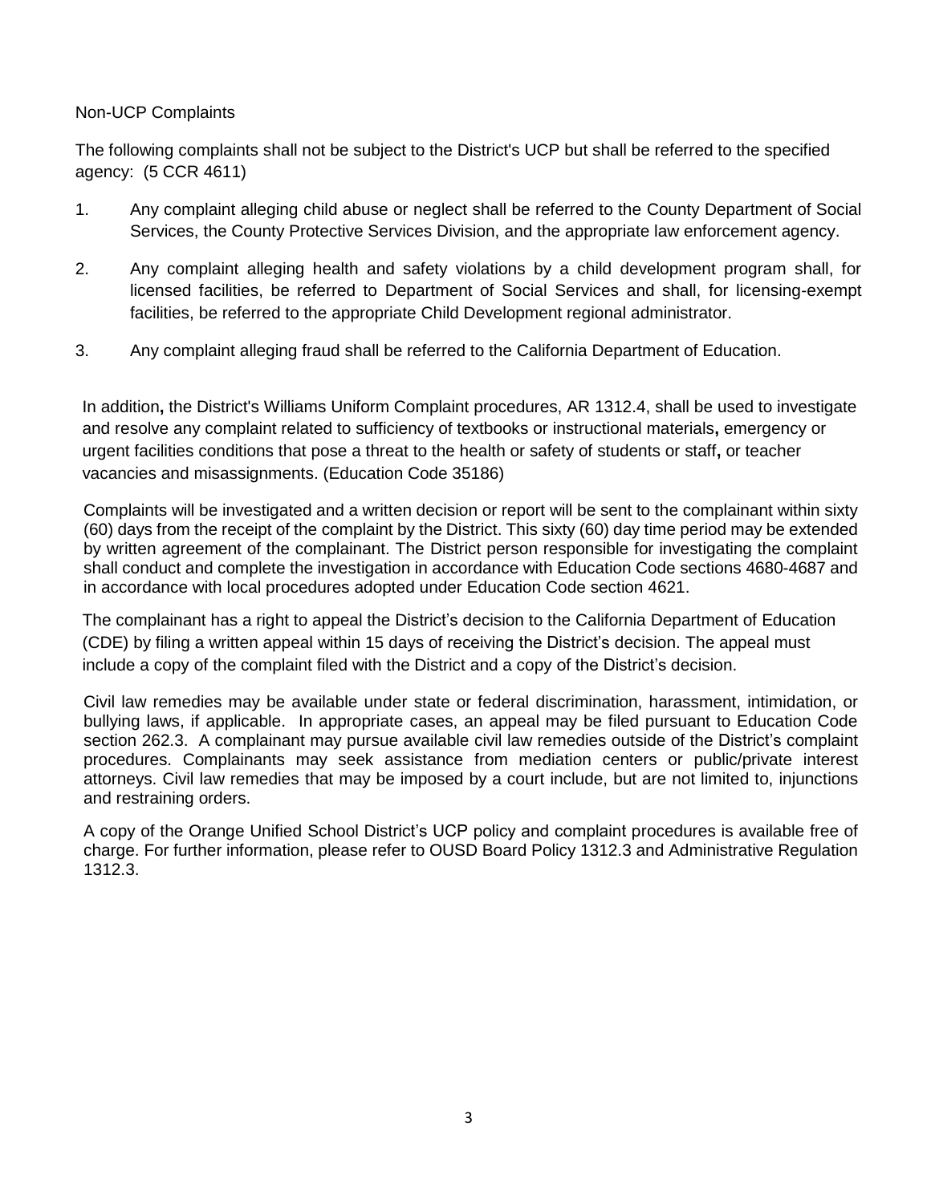Non-UCP Complaints

The following complaints shall not be subject to the District's UCP but shall be referred to the specified agency: (5 CCR 4611)

1. Any complaint alleging child abuse or neglect shall be referred to the County Department of Social Services, the County Protective Services Division, and the appropriate law enforcement agency.

2. Any complaint alleging health and safety violations by a child development program shall, for licensed facilities, be referred to Department of Social Services and shall, for licensing-exempt facilities, be referred to the appropriate Child Development regional administrator.

3. Any complaint alleging fraud shall be referred to the California Department of Education.

In addition**,** the District's Williams Uniform Complaint procedures, AR 1312.4, shall be used to investigate and resolve any complaint related to sufficiency of textbooks or instructional materials**,** emergency or urgent facilities conditions that pose a threat to the health or safety of students or staff**,** or teacher vacancies and misassignments. (Education Code 35186)

Complaints will be investigated and a written decision or report will be sent to the complainant within sixty (60) days from the receipt of the complaint by the District. This sixty (60) day time period may be extended by written agreement of the complainant. The District person responsible for investigating the complaint shall conduct and complete the investigation in accordance with Education Code sections 4680-4687 and in accordance with local procedures adopted under Education Code section 4621.

The complainant has a right to appeal the District's decision to the California Department of Education (CDE) by filing a written appeal within 15 days of receiving the District's decision. The appeal must include a copy of the complaint filed with the District and a copy of the District's decision.

Civil law remedies may be available under state or federal discrimination, harassment, intimidation, or bullying laws, if applicable. In appropriate cases, an appeal may be filed pursuant to Education Code section 262.3. A complainant may pursue available civil law remedies outside of the District's complaint procedures. Complainants may seek assistance from mediation centers or public/private interest attorneys. Civil law remedies that may be imposed by a court include, but are not limited to, injunctions and restraining orders.

A copy of the Orange Unified School District's UCP policy and complaint procedures is available free of charge. For further information, please refer to OUSD Board Policy 1312.3 and Administrative Regulation 1312.3.